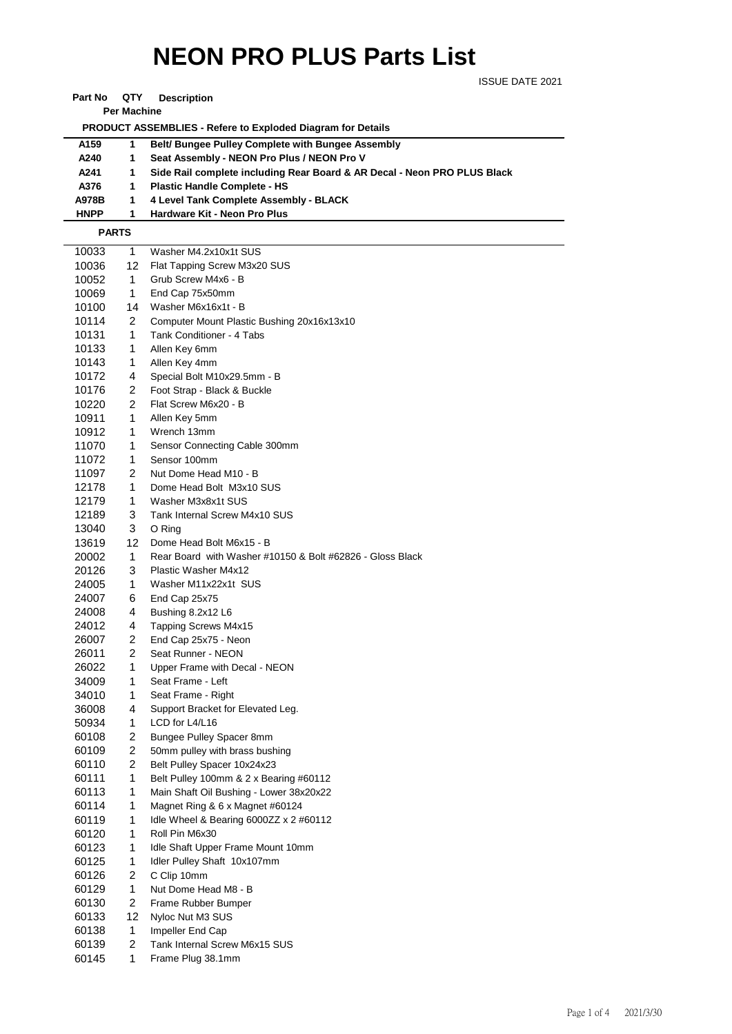# NEON PRO PLUS Parts List

ISSUE DATE 2021

| Part No | QTY Per Machine | Description |
|---|---|---|
| | | **PRODUCT ASSEMBLIES - Refere to Exploded Diagram for Details** |
| **A159** | **1** | **Belt/ Bungee Pulley Complete with Bungee Assembly** |
| **A240** | **1** | **Seat Assembly - NEON Pro Plus / NEON Pro V** |
| **A241** | **1** | **Side Rail complete including Rear Board & AR Decal - Neon PRO PLUS Black** |
| **A376** | **1** | **Plastic Handle Complete - HS** |
| **A978B** | **1** | **4 Level Tank Complete Assembly - BLACK** |
| **HNPP** | **1** | **Hardware Kit - Neon Pro Plus** |
| **PARTS** | | |
| 10033 | 1 | Washer M4.2x10x1t SUS |
| 10036 | 12 | Flat Tapping Screw M3x20 SUS |
| 10052 | 1 | Grub Screw M4x6 - B |
| 10069 | 1 | End Cap 75x50mm |
| 10100 | 14 | Washer M6x16x1t - B |
| 10114 | 2 | Computer Mount Plastic Bushing 20x16x13x10 |
| 10131 | 1 | Tank Conditioner - 4 Tabs |
| 10133 | 1 | Allen Key 6mm |
| 10143 | 1 | Allen Key 4mm |
| 10172 | 4 | Special Bolt M10x29.5mm - B |
| 10176 | 2 | Foot Strap - Black & Buckle |
| 10220 | 2 | Flat Screw M6x20 - B |
| 10911 | 1 | Allen Key 5mm |
| 10912 | 1 | Wrench 13mm |
| 11070 | 1 | Sensor Connecting Cable 300mm |
| 11072 | 1 | Sensor 100mm |
| 11097 | 2 | Nut Dome Head M10 - B |
| 12178 | 1 | Dome Head Bolt M3x10 SUS |
| 12179 | 1 | Washer M3x8x1t SUS |
| 12189 | 3 | Tank Internal Screw M4x10 SUS |
| 13040 | 3 | O Ring |
| 13619 | 12 | Dome Head Bolt M6x15 - B |
| 20002 | 1 | Rear Board with Washer #10150 & Bolt #62826 - Gloss Black |
| 20126 | 3 | Plastic Washer M4x12 |
| 24005 | 1 | Washer M11x22x1t SUS |
| 24007 | 6 | End Cap 25x75 |
| 24008 | 4 | Bushing 8.2x12 L6 |
| 24012 | 4 | Tapping Screws M4x15 |
| 26007 | 2 | End Cap 25x75 - Neon |
| 26011 | 2 | Seat Runner - NEON |
| 26022 | 1 | Upper Frame with Decal - NEON |
| 34009 | 1 | Seat Frame - Left |
| 34010 | 1 | Seat Frame - Right |
| 36008 | 4 | Support Bracket for Elevated Leg. |
| 50934 | 1 | LCD for L4/L16 |
| 60108 | 2 | Bungee Pulley Spacer 8mm |
| 60109 | 2 | 50mm pulley with brass bushing |
| 60110 | 2 | Belt Pulley Spacer 10x24x23 |
| 60111 | 1 | Belt Pulley 100mm & 2 x Bearing #60112 |
| 60113 | 1 | Main Shaft Oil Bushing - Lower 38x20x22 |
| 60114 | 1 | Magnet Ring & 6 x Magnet #60124 |
| 60119 | 1 | Idle Wheel & Bearing 6000ZZ x 2 #60112 |
| 60120 | 1 | Roll Pin M6x30 |
| 60123 | 1 | Idle Shaft Upper Frame Mount 10mm |
| 60125 | 1 | Idler Pulley Shaft 10x107mm |
| 60126 | 2 | C Clip 10mm |
| 60129 | 1 | Nut Dome Head M8 - B |
| 60130 | 2 | Frame Rubber Bumper |
| 60133 | 12 | Nyloc Nut M3 SUS |
| 60138 | 1 | Impeller End Cap |
| 60139 | 2 | Tank Internal Screw M6x15 SUS |
| 60145 | 1 | Frame Plug 38.1mm |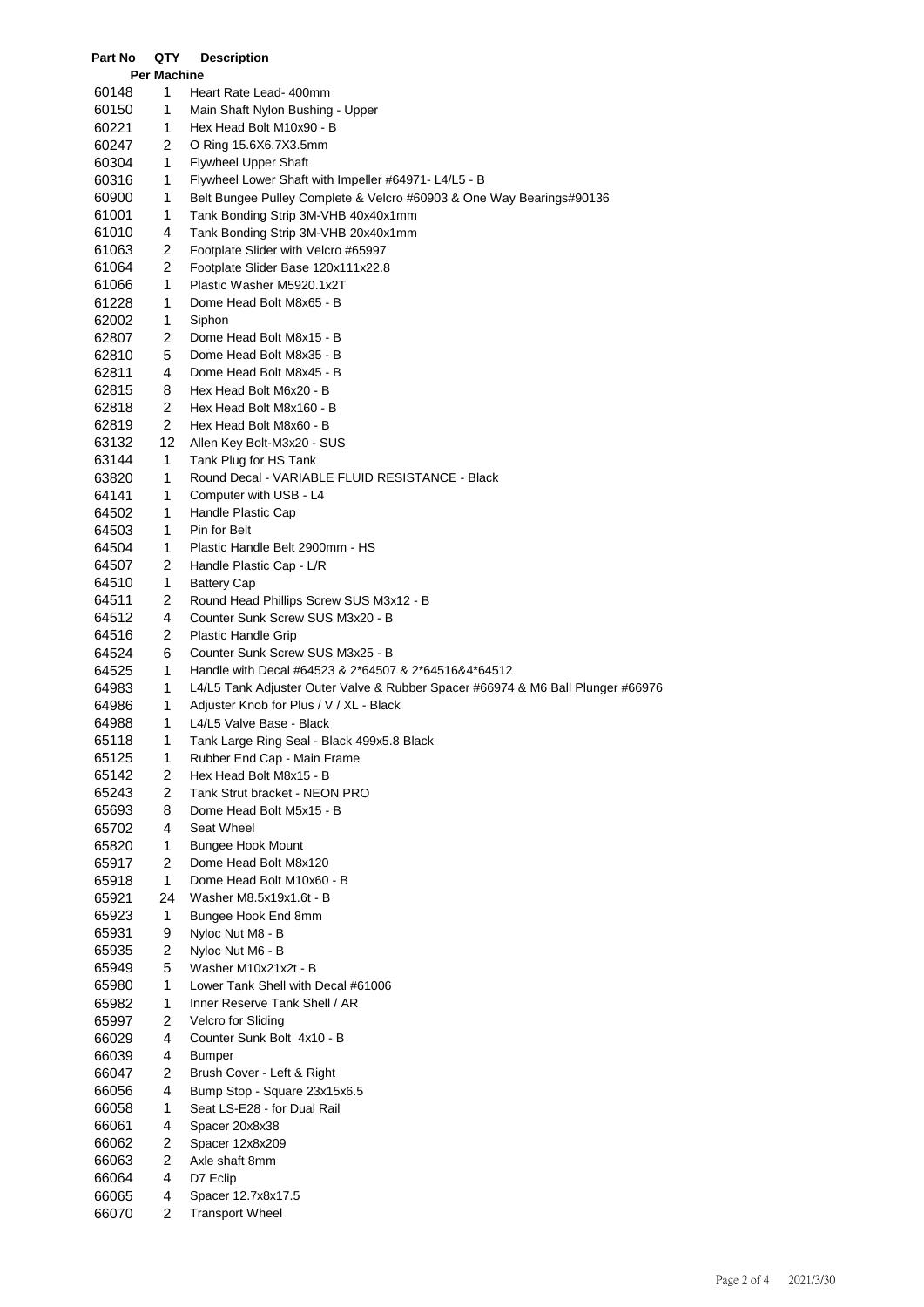| Part No | QTY Per Machine | Description |
|---|---|---|
| 60148 | 1 | Heart Rate Lead- 400mm |
| 60150 | 1 | Main Shaft Nylon Bushing - Upper |
| 60221 | 1 | Hex Head Bolt M10x90 - B |
| 60247 | 2 | O Ring 15.6X6.7X3.5mm |
| 60304 | 1 | Flywheel Upper Shaft |
| 60316 | 1 | Flywheel Lower Shaft with Impeller #64971- L4/L5 - B |
| 60900 | 1 | Belt Bungee Pulley Complete & Velcro #60903 & One Way Bearings#90136 |
| 61001 | 1 | Tank Bonding Strip 3M-VHB 40x40x1mm |
| 61010 | 4 | Tank Bonding Strip 3M-VHB 20x40x1mm |
| 61063 | 2 | Footplate Slider with Velcro #65997 |
| 61064 | 2 | Footplate Slider Base 120x111x22.8 |
| 61066 | 1 | Plastic Washer M5920.1x2T |
| 61228 | 1 | Dome Head Bolt M8x65 - B |
| 62002 | 1 | Siphon |
| 62807 | 2 | Dome Head Bolt M8x15 - B |
| 62810 | 5 | Dome Head Bolt M8x35 - B |
| 62811 | 4 | Dome Head Bolt M8x45 - B |
| 62815 | 8 | Hex Head Bolt M6x20 - B |
| 62818 | 2 | Hex Head Bolt M8x160 - B |
| 62819 | 2 | Hex Head Bolt M8x60 - B |
| 63132 | 12 | Allen Key Bolt-M3x20 - SUS |
| 63144 | 1 | Tank Plug for HS Tank |
| 63820 | 1 | Round Decal - VARIABLE FLUID RESISTANCE - Black |
| 64141 | 1 | Computer with USB - L4 |
| 64502 | 1 | Handle Plastic Cap |
| 64503 | 1 | Pin for Belt |
| 64504 | 1 | Plastic Handle Belt 2900mm - HS |
| 64507 | 2 | Handle Plastic Cap - L/R |
| 64510 | 1 | Battery Cap |
| 64511 | 2 | Round Head Phillips Screw SUS M3x12 - B |
| 64512 | 4 | Counter Sunk Screw SUS M3x20 - B |
| 64516 | 2 | Plastic Handle Grip |
| 64524 | 6 | Counter Sunk Screw SUS M3x25 - B |
| 64525 | 1 | Handle with Decal #64523 & 2*64507 & 2*64516&4*64512 |
| 64983 | 1 | L4/L5 Tank Adjuster Outer Valve & Rubber Spacer #66974 & M6 Ball Plunger #66976 |
| 64986 | 1 | Adjuster Knob for Plus / V / XL - Black |
| 64988 | 1 | L4/L5 Valve Base - Black |
| 65118 | 1 | Tank Large Ring Seal - Black 499x5.8 Black |
| 65125 | 1 | Rubber End Cap - Main Frame |
| 65142 | 2 | Hex Head Bolt M8x15 - B |
| 65243 | 2 | Tank Strut bracket - NEON PRO |
| 65693 | 8 | Dome Head Bolt M5x15 - B |
| 65702 | 4 | Seat Wheel |
| 65820 | 1 | Bungee Hook Mount |
| 65917 | 2 | Dome Head Bolt M8x120 |
| 65918 | 1 | Dome Head Bolt M10x60 - B |
| 65921 | 24 | Washer M8.5x19x1.6t - B |
| 65923 | 1 | Bungee Hook End 8mm |
| 65931 | 9 | Nyloc Nut M8 - B |
| 65935 | 2 | Nyloc Nut M6 - B |
| 65949 | 5 | Washer M10x21x2t - B |
| 65980 | 1 | Lower Tank Shell with Decal #61006 |
| 65982 | 1 | Inner Reserve Tank Shell / AR |
| 65997 | 2 | Velcro for Sliding |
| 66029 | 4 | Counter Sunk Bolt 4x10 - B |
| 66039 | 4 | Bumper |
| 66047 | 2 | Brush Cover - Left & Right |
| 66056 | 4 | Bump Stop - Square 23x15x6.5 |
| 66058 | 1 | Seat LS-E28 - for Dual Rail |
| 66061 | 4 | Spacer 20x8x38 |
| 66062 | 2 | Spacer 12x8x209 |
| 66063 | 2 | Axle shaft 8mm |
| 66064 | 4 | D7 Eclip |
| 66065 | 4 | Spacer 12.7x8x17.5 |
| 66070 | 2 | Transport Wheel |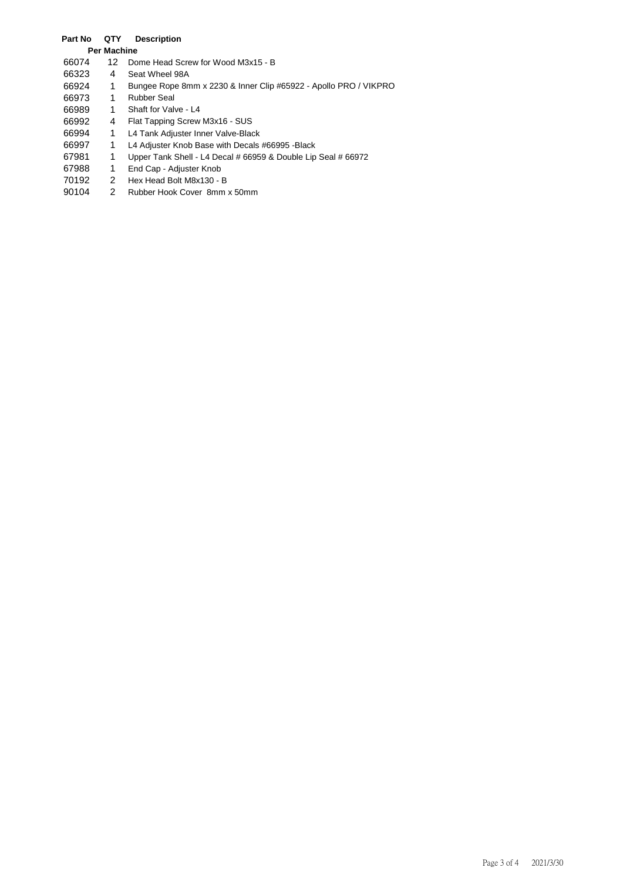| Part No | QTY Per Machine | Description |
|---|---|---|
| 66074 | 12 | Dome Head Screw for Wood M3x15 - B |
| 66323 | 4 | Seat Wheel 98A |
| 66924 | 1 | Bungee Rope 8mm x 2230 & Inner Clip #65922 - Apollo PRO / VIKPRO |
| 66973 | 1 | Rubber Seal |
| 66989 | 1 | Shaft for Valve - L4 |
| 66992 | 4 | Flat Tapping Screw M3x16 - SUS |
| 66994 | 1 | L4 Tank Adjuster Inner Valve-Black |
| 66997 | 1 | L4 Adjuster Knob Base with Decals #66995 -Black |
| 67981 | 1 | Upper Tank Shell - L4 Decal # 66959 & Double Lip Seal # 66972 |
| 67988 | 1 | End Cap - Adjuster Knob |
| 70192 | 2 | Hex Head Bolt M8x130 - B |
| 90104 | 2 | Rubber Hook Cover 8mm x 50mm |

2021/3/30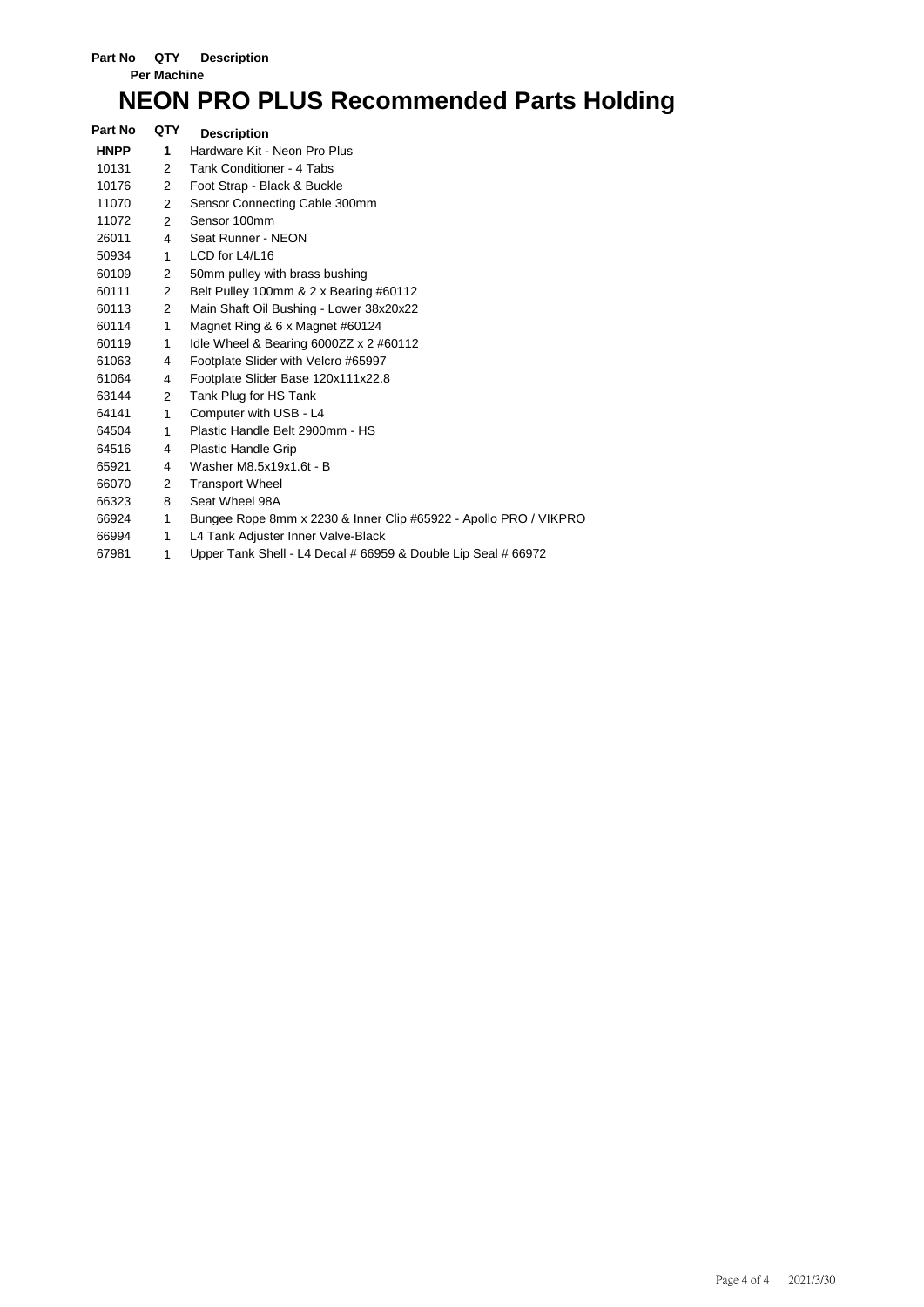# NEON PRO PLUS Recommended Parts Holding

| Part No | QTY | Description |
|---|---|---|
| **HNPP** | **1** | Hardware Kit - Neon Pro Plus |
| 10131 | 2 | Tank Conditioner - 4 Tabs |
| 10176 | 2 | Foot Strap - Black & Buckle |
| 11070 | 2 | Sensor Connecting Cable 300mm |
| 11072 | 2 | Sensor 100mm |
| 26011 | 4 | Seat Runner - NEON |
| 50934 | 1 | LCD for L4/L16 |
| 60109 | 2 | 50mm pulley with brass bushing |
| 60111 | 2 | Belt Pulley 100mm & 2 x Bearing #60112 |
| 60113 | 2 | Main Shaft Oil Bushing - Lower 38x20x22 |
| 60114 | 1 | Magnet Ring & 6 x Magnet #60124 |
| 60119 | 1 | Idle Wheel & Bearing 6000ZZ x 2 #60112 |
| 61063 | 4 | Footplate Slider with Velcro #65997 |
| 61064 | 4 | Footplate Slider Base 120x111x22.8 |
| 63144 | 2 | Tank Plug for HS Tank |
| 64141 | 1 | Computer with USB - L4 |
| 64504 | 1 | Plastic Handle Belt 2900mm - HS |
| 64516 | 4 | Plastic Handle Grip |
| 65921 | 4 | Washer M8.5x19x1.6t - B |
| 66070 | 2 | Transport Wheel |
| 66323 | 8 | Seat Wheel 98A |
| 66924 | 1 | Bungee Rope 8mm x 2230 & Inner Clip #65922 - Apollo PRO / VIKPRO |
| 66994 | 1 | L4 Tank Adjuster Inner Valve-Black |
| 67981 | 1 | Upper Tank Shell - L4 Decal # 66959 & Double Lip Seal # 66972 |